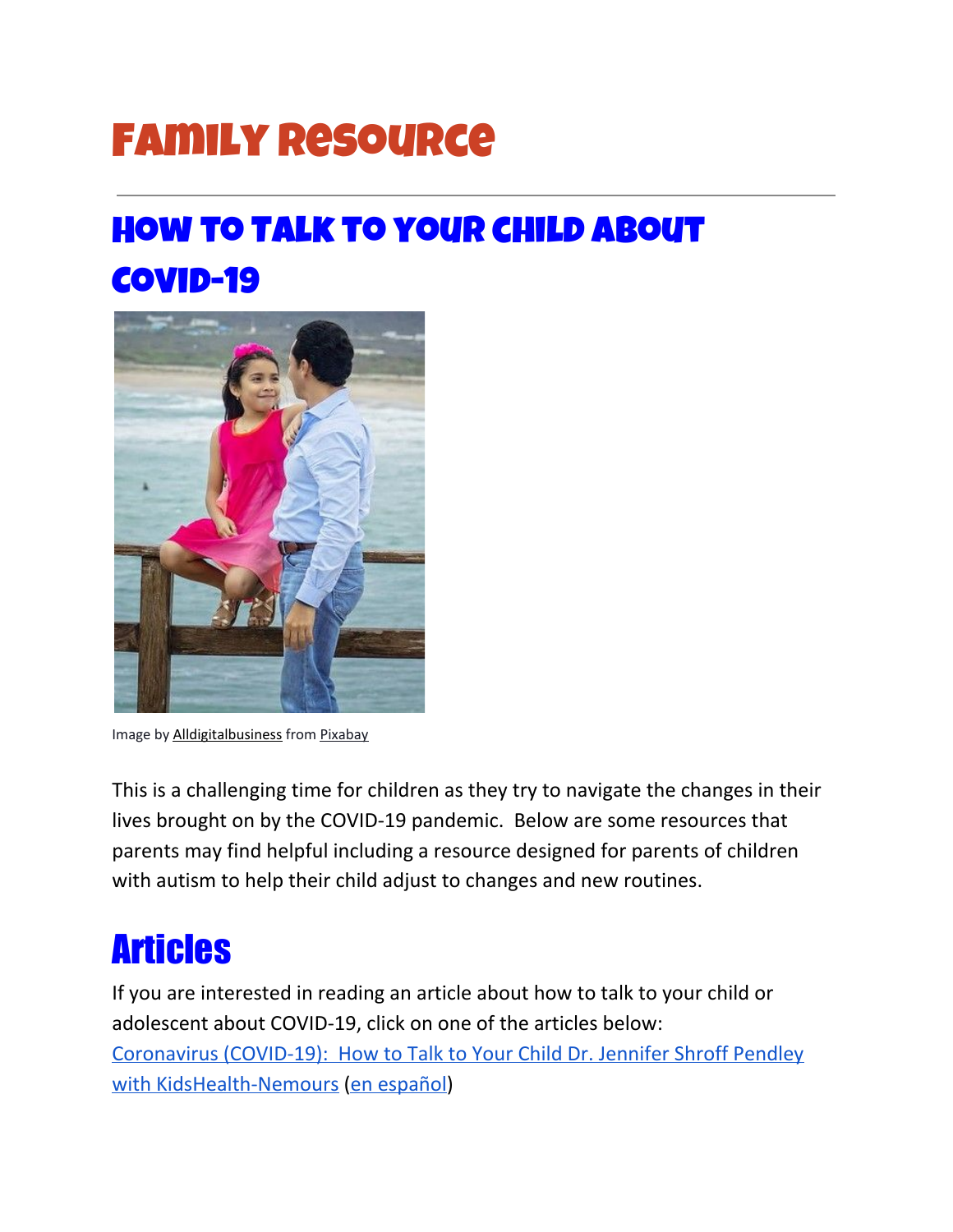# Family Resource

## How to Talk to Your Child About COVID-19

Image by Alldigitalbusiness from Pixabay

This is a challenging time for children as they try to navigate the changes in their lives brought on by the COVID-19 pandemic. Below are some resources that parents may find helpful including a resource designed for parents of children with autism to help their child adjust to changes and new routines.

## Articles

If you are interested in reading an article about how to talk to your child or adolescent about COVID-19, click on one of the articles below:
Coronavirus (COVID-19): How to Talk to Your Child Dr. Jennifer Shroff Pendley with KidsHealth-Nemours (en español)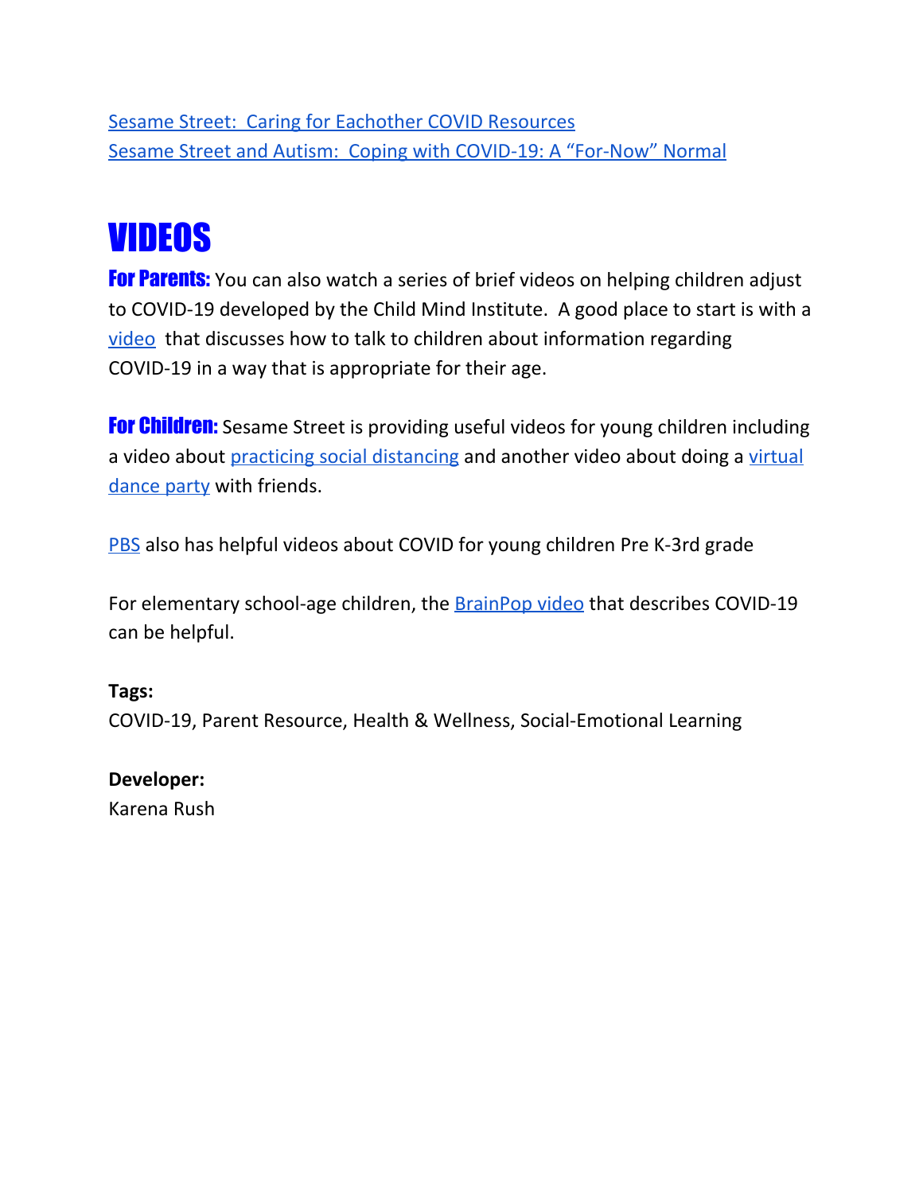Sesame Street: Caring for Eachother COVID Resources
Sesame Street and Autism: Coping with COVID-19: A "For-Now" Normal

# VIDEOS

**For Parents:** You can also watch a series of brief videos on helping children adjust to COVID-19 developed by the Child Mind Institute. A good place to start is with a video that discusses how to talk to children about information regarding COVID-19 in a way that is appropriate for their age.

**For Children:** Sesame Street is providing useful videos for young children including a video about practicing social distancing and another video about doing a virtual dance party with friends.

PBS also has helpful videos about COVID for young children Pre K-3rd grade

For elementary school-age children, the BrainPop video that describes COVID-19 can be helpful.

**Tags:**
COVID-19, Parent Resource, Health & Wellness, Social-Emotional Learning

**Developer:**
Karena Rush